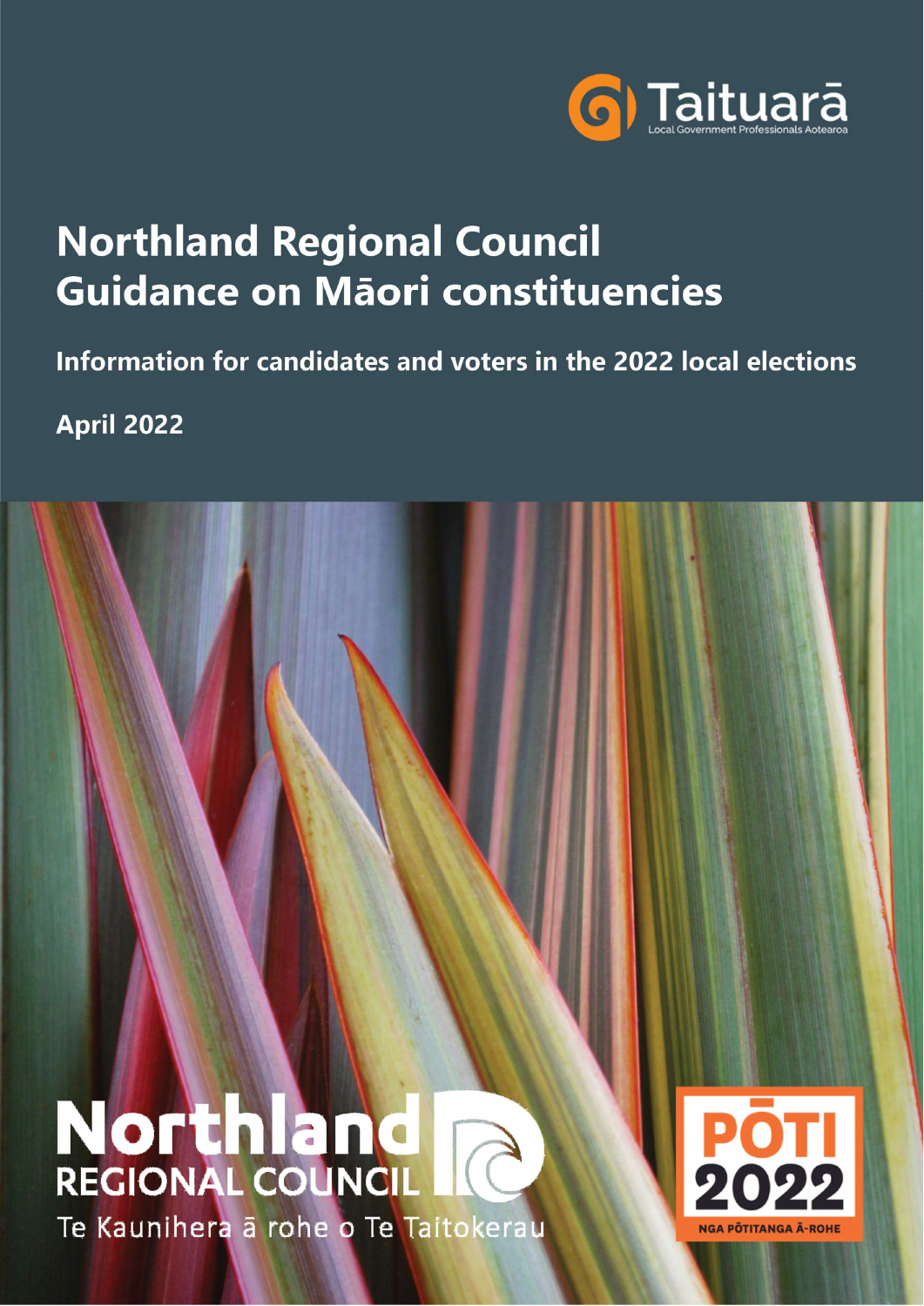Taituarā
Local Government Professionals Aotearoa

# Northland Regional Council Guidance on Māori constituencies

## Information for candidates and voters in the 2022 local elections

April 2022

Northland REGIONAL COUNCIL
Te Kaunihera ā rohe o Te Taitokerau

PŌTI 2022
NGA PŌTITANGA Ā-ROHE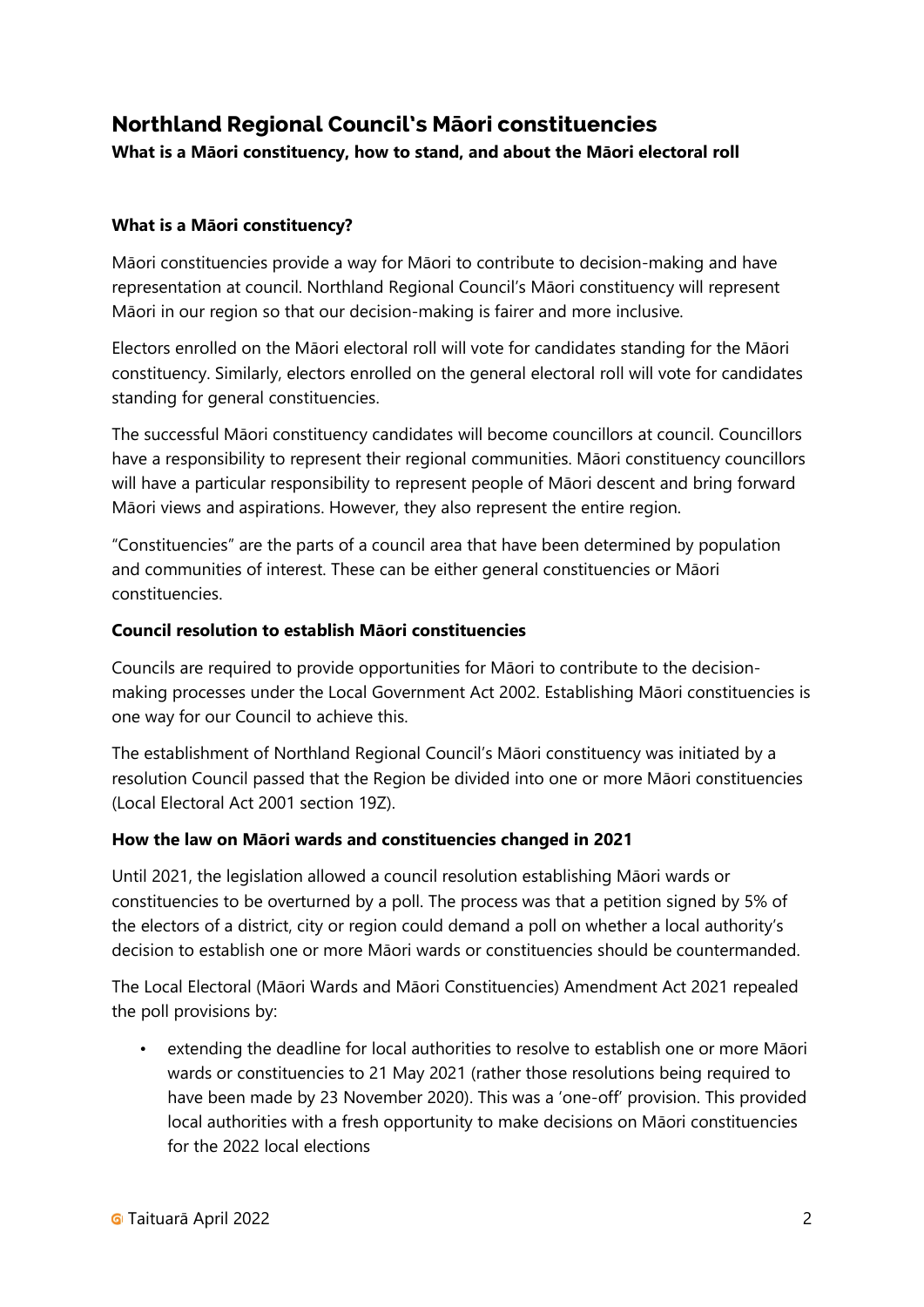# Northland Regional Council's Māori constituencies

**What is a Māori constituency, how to stand, and about the Māori electoral roll**

### What is a Māori constituency?

Māori constituencies provide a way for Māori to contribute to decision-making and have representation at council. Northland Regional Council's Māori constituency will represent Māori in our region so that our decision-making is fairer and more inclusive.

Electors enrolled on the Māori electoral roll will vote for candidates standing for the Māori constituency. Similarly, electors enrolled on the general electoral roll will vote for candidates standing for general constituencies.

The successful Māori constituency candidates will become councillors at council. Councillors have a responsibility to represent their regional communities. Māori constituency councillors will have a particular responsibility to represent people of Māori descent and bring forward Māori views and aspirations. However, they also represent the entire region.

"Constituencies" are the parts of a council area that have been determined by population and communities of interest. These can be either general constituencies or Māori constituencies.

### Council resolution to establish Māori constituencies

Councils are required to provide opportunities for Māori to contribute to the decision-making processes under the Local Government Act 2002. Establishing Māori constituencies is one way for our Council to achieve this.

The establishment of Northland Regional Council's Māori constituency was initiated by a resolution Council passed that the Region be divided into one or more Māori constituencies (Local Electoral Act 2001 section 19Z).

### How the law on Māori wards and constituencies changed in 2021

Until 2021, the legislation allowed a council resolution establishing Māori wards or constituencies to be overturned by a poll. The process was that a petition signed by 5% of the electors of a district, city or region could demand a poll on whether a local authority's decision to establish one or more Māori wards or constituencies should be countermanded.

The Local Electoral (Māori Wards and Māori Constituencies) Amendment Act 2021 repealed the poll provisions by:

- extending the deadline for local authorities to resolve to establish one or more Māori wards or constituencies to 21 May 2021 (rather those resolutions being required to have been made by 23 November 2020). This was a 'one-off' provision. This provided local authorities with a fresh opportunity to make decisions on Māori constituencies for the 2022 local elections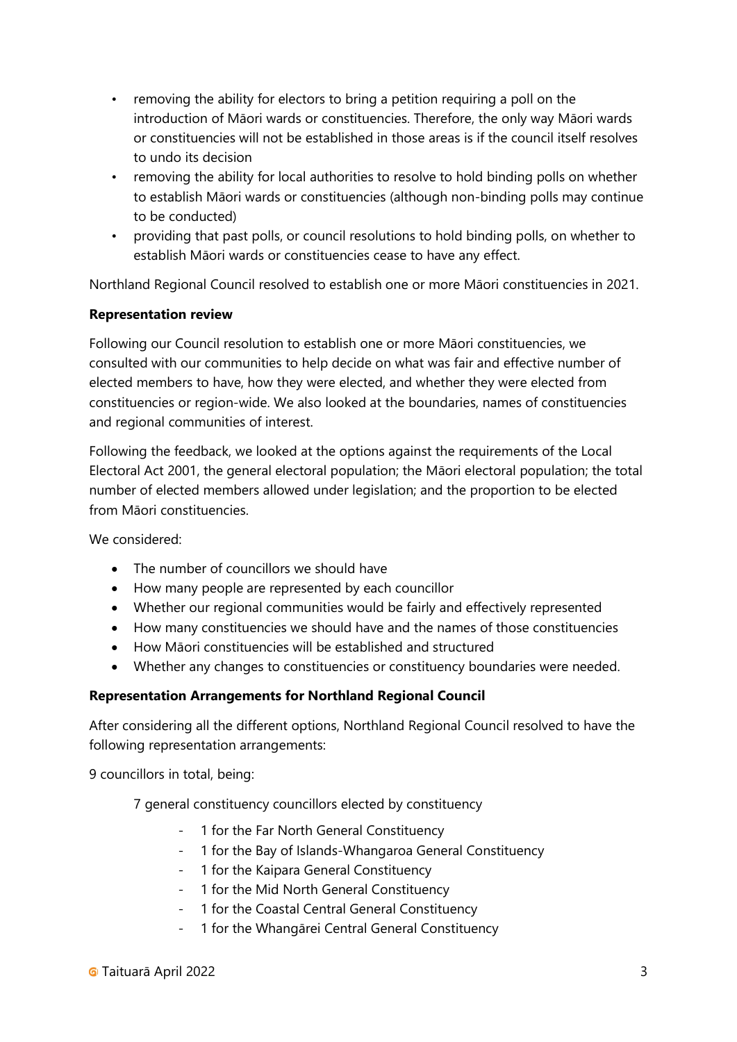- removing the ability for electors to bring a petition requiring a poll on the introduction of Māori wards or constituencies. Therefore, the only way Māori wards or constituencies will not be established in those areas is if the council itself resolves to undo its decision
- removing the ability for local authorities to resolve to hold binding polls on whether to establish Māori wards or constituencies (although non-binding polls may continue to be conducted)
- providing that past polls, or council resolutions to hold binding polls, on whether to establish Māori wards or constituencies cease to have any effect.

Northland Regional Council resolved to establish one or more Māori constituencies in 2021.

**Representation review**

Following our Council resolution to establish one or more Māori constituencies, we consulted with our communities to help decide on what was fair and effective number of elected members to have, how they were elected, and whether they were elected from constituencies or region-wide. We also looked at the boundaries, names of constituencies and regional communities of interest.

Following the feedback, we looked at the options against the requirements of the Local Electoral Act 2001, the general electoral population; the Māori electoral population; the total number of elected members allowed under legislation; and the proportion to be elected from Māori constituencies.

We considered:

- The number of councillors we should have
- How many people are represented by each councillor
- Whether our regional communities would be fairly and effectively represented
- How many constituencies we should have and the names of those constituencies
- How Māori constituencies will be established and structured
- Whether any changes to constituencies or constituency boundaries were needed.

**Representation Arrangements for Northland Regional Council**

After considering all the different options, Northland Regional Council resolved to have the following representation arrangements:

9 councillors in total, being:

7 general constituency councillors elected by constituency

- 1 for the Far North General Constituency
- 1 for the Bay of Islands-Whangaroa General Constituency
- 1 for the Kaipara General Constituency
- 1 for the Mid North General Constituency
- 1 for the Coastal Central General Constituency
- 1 for the Whangārei Central General Constituency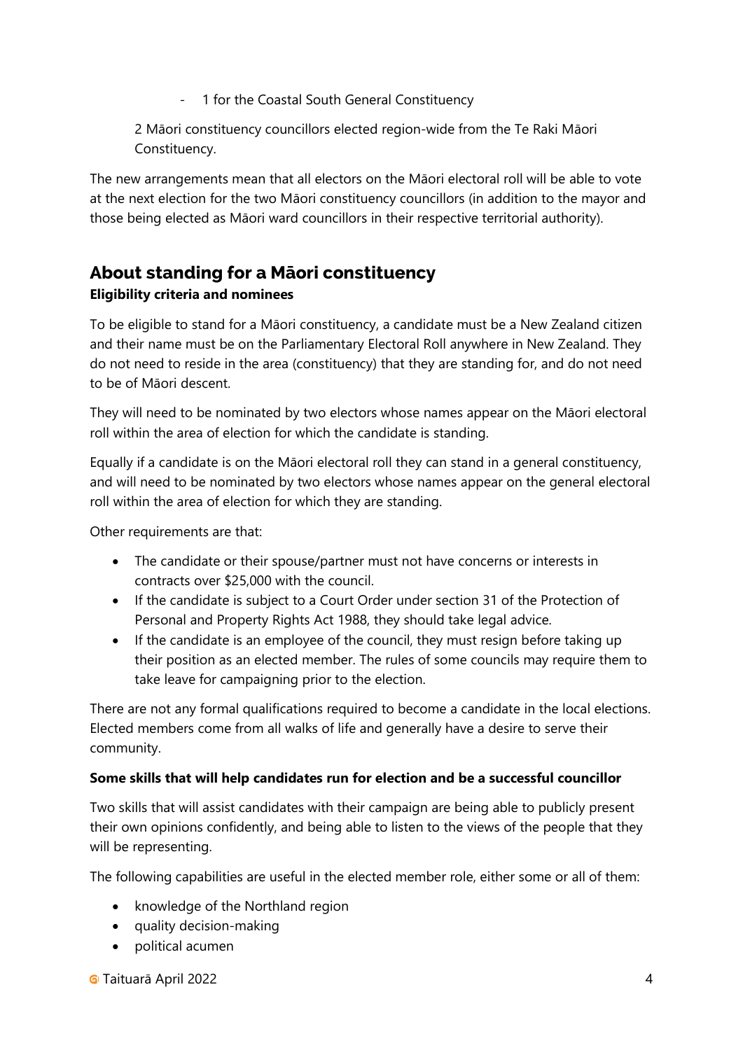- 1 for the Coastal South General Constituency

2 Māori constituency councillors elected region-wide from the Te Raki Māori Constituency.

The new arrangements mean that all electors on the Māori electoral roll will be able to vote at the next election for the two Māori constituency councillors (in addition to the mayor and those being elected as Māori ward councillors in their respective territorial authority).

## About standing for a Māori constituency

**Eligibility criteria and nominees**

To be eligible to stand for a Māori constituency, a candidate must be a New Zealand citizen and their name must be on the Parliamentary Electoral Roll anywhere in New Zealand. They do not need to reside in the area (constituency) that they are standing for, and do not need to be of Māori descent.

They will need to be nominated by two electors whose names appear on the Māori electoral roll within the area of election for which the candidate is standing.

Equally if a candidate is on the Māori electoral roll they can stand in a general constituency, and will need to be nominated by two electors whose names appear on the general electoral roll within the area of election for which they are standing.

Other requirements are that:

- The candidate or their spouse/partner must not have concerns or interests in contracts over $25,000 with the council.
- If the candidate is subject to a Court Order under section 31 of the Protection of Personal and Property Rights Act 1988, they should take legal advice.
- If the candidate is an employee of the council, they must resign before taking up their position as an elected member. The rules of some councils may require them to take leave for campaigning prior to the election.

There are not any formal qualifications required to become a candidate in the local elections. Elected members come from all walks of life and generally have a desire to serve their community.

**Some skills that will help candidates run for election and be a successful councillor**

Two skills that will assist candidates with their campaign are being able to publicly present their own opinions confidently, and being able to listen to the views of the people that they will be representing.

The following capabilities are useful in the elected member role, either some or all of them:

- knowledge of the Northland region
- quality decision-making
- political acumen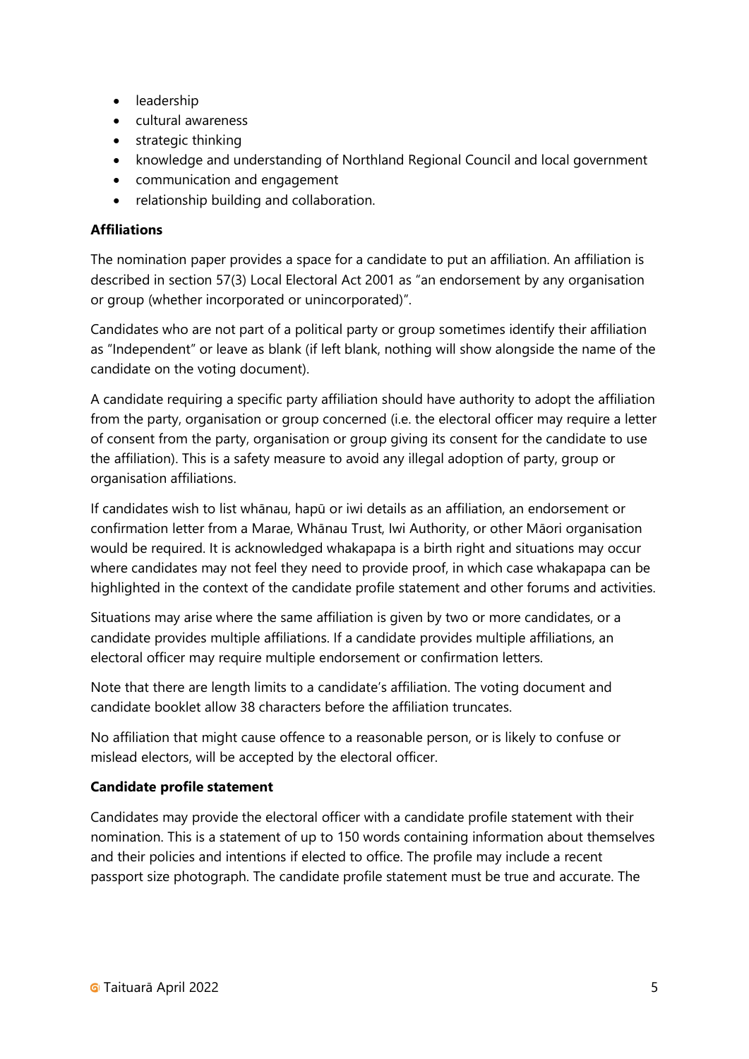- leadership
- cultural awareness
- strategic thinking
- knowledge and understanding of Northland Regional Council and local government
- communication and engagement
- relationship building and collaboration.

**Affiliations**

The nomination paper provides a space for a candidate to put an affiliation. An affiliation is described in section 57(3) Local Electoral Act 2001 as "an endorsement by any organisation or group (whether incorporated or unincorporated)".

Candidates who are not part of a political party or group sometimes identify their affiliation as "Independent" or leave as blank (if left blank, nothing will show alongside the name of the candidate on the voting document).

A candidate requiring a specific party affiliation should have authority to adopt the affiliation from the party, organisation or group concerned (i.e. the electoral officer may require a letter of consent from the party, organisation or group giving its consent for the candidate to use the affiliation). This is a safety measure to avoid any illegal adoption of party, group or organisation affiliations.

If candidates wish to list whānau, hapū or iwi details as an affiliation, an endorsement or confirmation letter from a Marae, Whānau Trust, Iwi Authority, or other Māori organisation would be required. It is acknowledged whakapapa is a birth right and situations may occur where candidates may not feel they need to provide proof, in which case whakapapa can be highlighted in the context of the candidate profile statement and other forums and activities.

Situations may arise where the same affiliation is given by two or more candidates, or a candidate provides multiple affiliations. If a candidate provides multiple affiliations, an electoral officer may require multiple endorsement or confirmation letters.

Note that there are length limits to a candidate's affiliation. The voting document and candidate booklet allow 38 characters before the affiliation truncates.

No affiliation that might cause offence to a reasonable person, or is likely to confuse or mislead electors, will be accepted by the electoral officer.

**Candidate profile statement**

Candidates may provide the electoral officer with a candidate profile statement with their nomination. This is a statement of up to 150 words containing information about themselves and their policies and intentions if elected to office. The profile may include a recent passport size photograph. The candidate profile statement must be true and accurate. The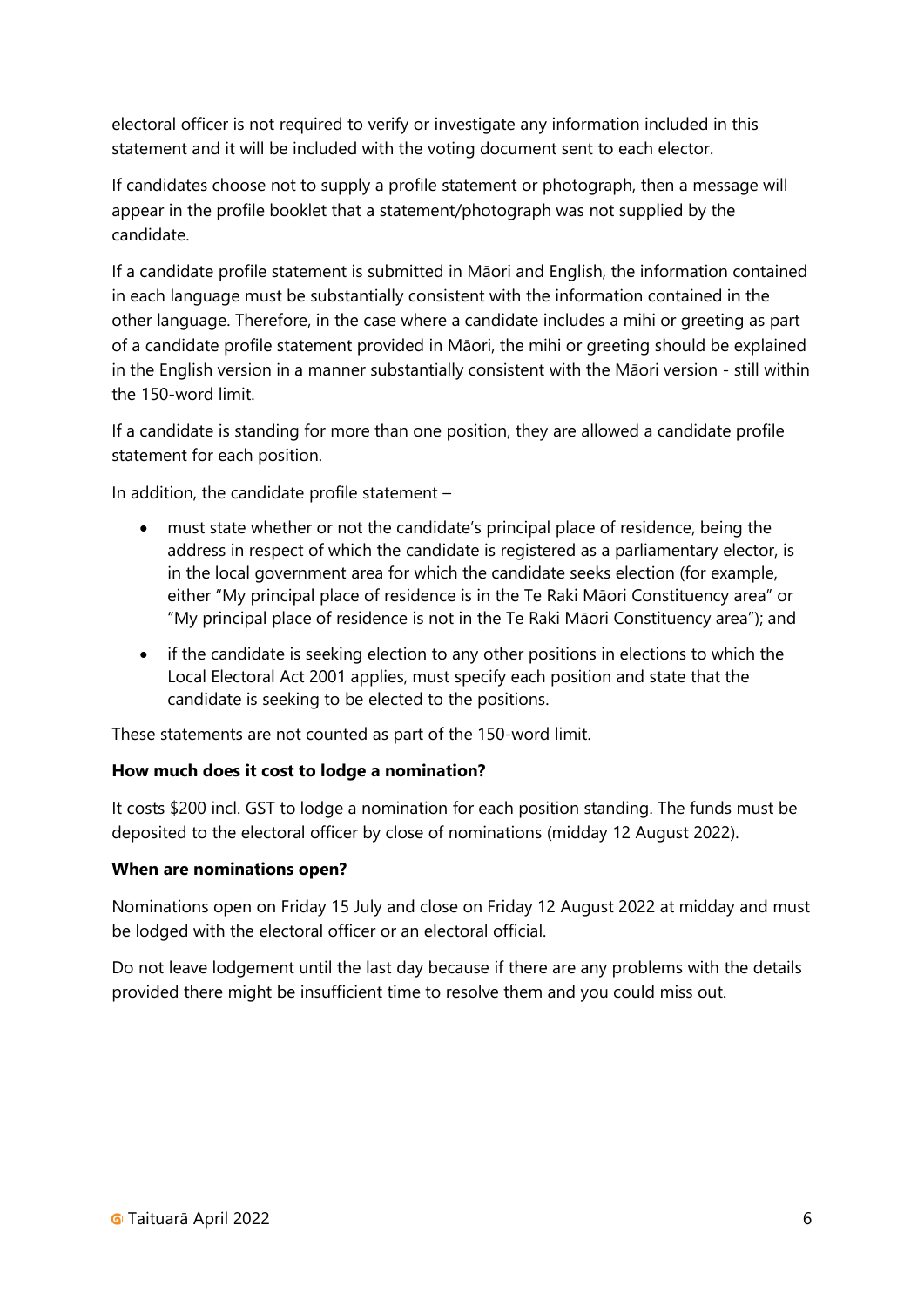electoral officer is not required to verify or investigate any information included in this statement and it will be included with the voting document sent to each elector.

If candidates choose not to supply a profile statement or photograph, then a message will appear in the profile booklet that a statement/photograph was not supplied by the candidate.

If a candidate profile statement is submitted in Māori and English, the information contained in each language must be substantially consistent with the information contained in the other language. Therefore, in the case where a candidate includes a mihi or greeting as part of a candidate profile statement provided in Māori, the mihi or greeting should be explained in the English version in a manner substantially consistent with the Māori version - still within the 150-word limit.

If a candidate is standing for more than one position, they are allowed a candidate profile statement for each position.

In addition, the candidate profile statement –

- must state whether or not the candidate's principal place of residence, being the address in respect of which the candidate is registered as a parliamentary elector, is in the local government area for which the candidate seeks election (for example, either "My principal place of residence is in the Te Raki Māori Constituency area" or "My principal place of residence is not in the Te Raki Māori Constituency area"); and
- if the candidate is seeking election to any other positions in elections to which the Local Electoral Act 2001 applies, must specify each position and state that the candidate is seeking to be elected to the positions.

These statements are not counted as part of the 150-word limit.

**How much does it cost to lodge a nomination?**

It costs $200 incl. GST to lodge a nomination for each position standing. The funds must be deposited to the electoral officer by close of nominations (midday 12 August 2022).

**When are nominations open?**

Nominations open on Friday 15 July and close on Friday 12 August 2022 at midday and must be lodged with the electoral officer or an electoral official.

Do not leave lodgement until the last day because if there are any problems with the details provided there might be insufficient time to resolve them and you could miss out.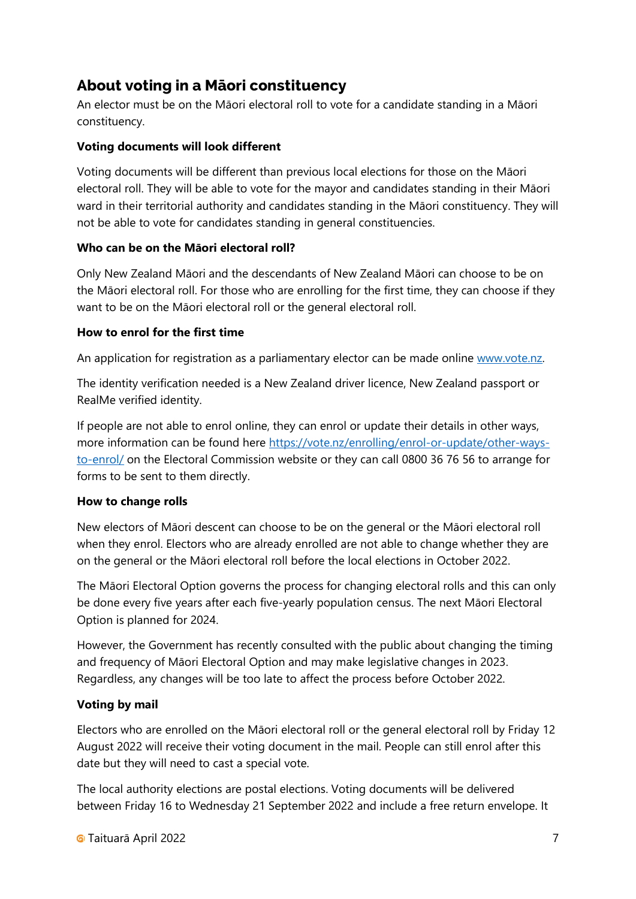## About voting in a Māori constituency

An elector must be on the Māori electoral roll to vote for a candidate standing in a Māori constituency.

**Voting documents will look different**

Voting documents will be different than previous local elections for those on the Māori electoral roll. They will be able to vote for the mayor and candidates standing in their Māori ward in their territorial authority and candidates standing in the Māori constituency. They will not be able to vote for candidates standing in general constituencies.

**Who can be on the Māori electoral roll?**

Only New Zealand Māori and the descendants of New Zealand Māori can choose to be on the Māori electoral roll. For those who are enrolling for the first time, they can choose if they want to be on the Māori electoral roll or the general electoral roll.

**How to enrol for the first time**

An application for registration as a parliamentary elector can be made online [www.vote.nz](www.vote.nz).

The identity verification needed is a New Zealand driver licence, New Zealand passport or RealMe verified identity.

If people are not able to enrol online, they can enrol or update their details in other ways, more information can be found here [https://vote.nz/enrolling/enrol-or-update/other-ways-to-enrol/](https://vote.nz/enrolling/enrol-or-update/other-ways-to-enrol/) on the Electoral Commission website or they can call 0800 36 76 56 to arrange for forms to be sent to them directly.

**How to change rolls**

New electors of Māori descent can choose to be on the general or the Māori electoral roll when they enrol. Electors who are already enrolled are not able to change whether they are on the general or the Māori electoral roll before the local elections in October 2022.

The Māori Electoral Option governs the process for changing electoral rolls and this can only be done every five years after each five-yearly population census. The next Māori Electoral Option is planned for 2024.

However, the Government has recently consulted with the public about changing the timing and frequency of Māori Electoral Option and may make legislative changes in 2023. Regardless, any changes will be too late to affect the process before October 2022.

**Voting by mail**

Electors who are enrolled on the Māori electoral roll or the general electoral roll by Friday 12 August 2022 will receive their voting document in the mail. People can still enrol after this date but they will need to cast a special vote.

The local authority elections are postal elections. Voting documents will be delivered between Friday 16 to Wednesday 21 September 2022 and include a free return envelope. It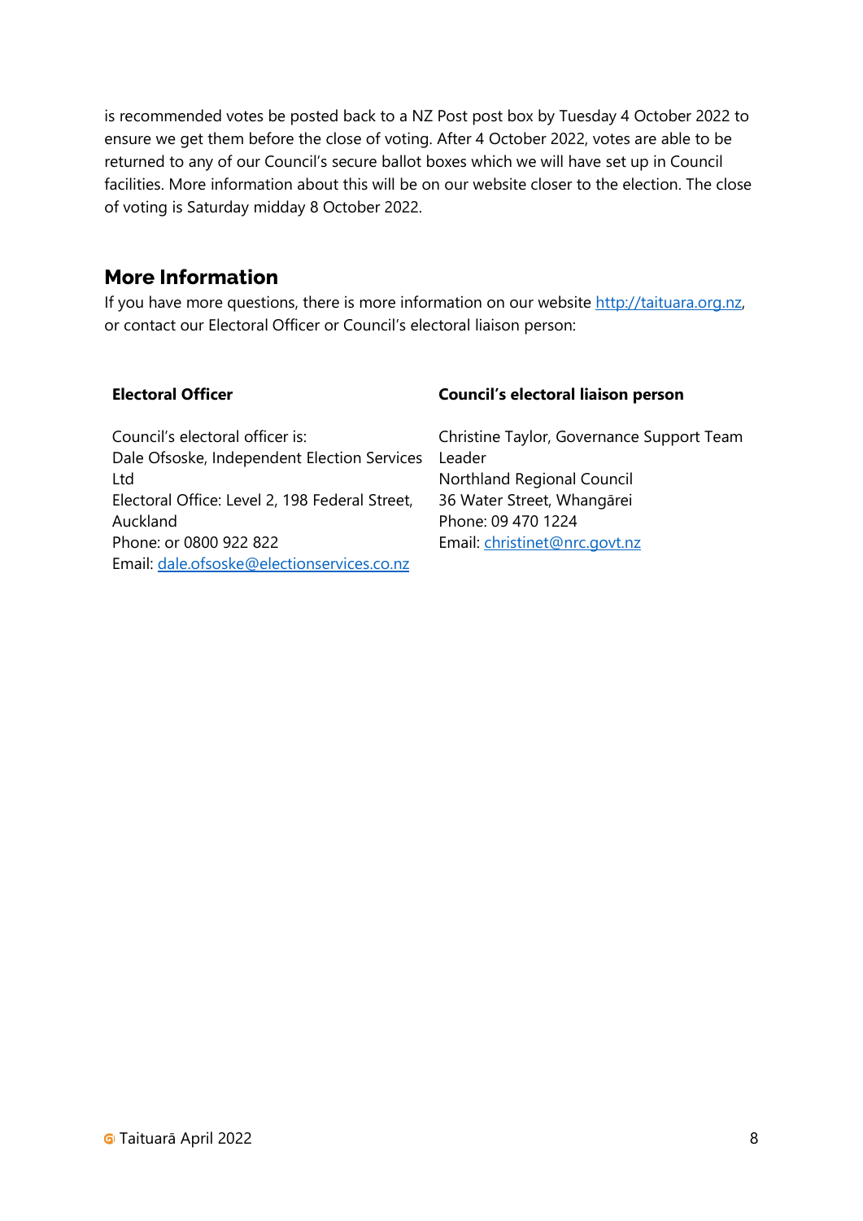is recommended votes be posted back to a NZ Post post box by Tuesday 4 October 2022 to ensure we get them before the close of voting. After 4 October 2022, votes are able to be returned to any of our Council's secure ballot boxes which we will have set up in Council facilities. More information about this will be on our website closer to the election. The close of voting is Saturday midday 8 October 2022.

## More Information

If you have more questions, there is more information on our website http://taituara.org.nz, or contact our Electoral Officer or Council's electoral liaison person:

| **Electoral Officer** | **Council's electoral liaison person** |
|---|---|
| Council's electoral officer is:<br>Dale Ofsoske, Independent Election Services Ltd<br>Electoral Office: Level 2, 198 Federal Street, Auckland<br>Phone: or 0800 922 822<br>Email: dale.ofsoske@electionservices.co.nz | Christine Taylor, Governance Support Team Leader<br>Northland Regional Council<br>36 Water Street, Whangārei<br>Phone: 09 470 1224<br>Email: christinet@nrc.govt.nz |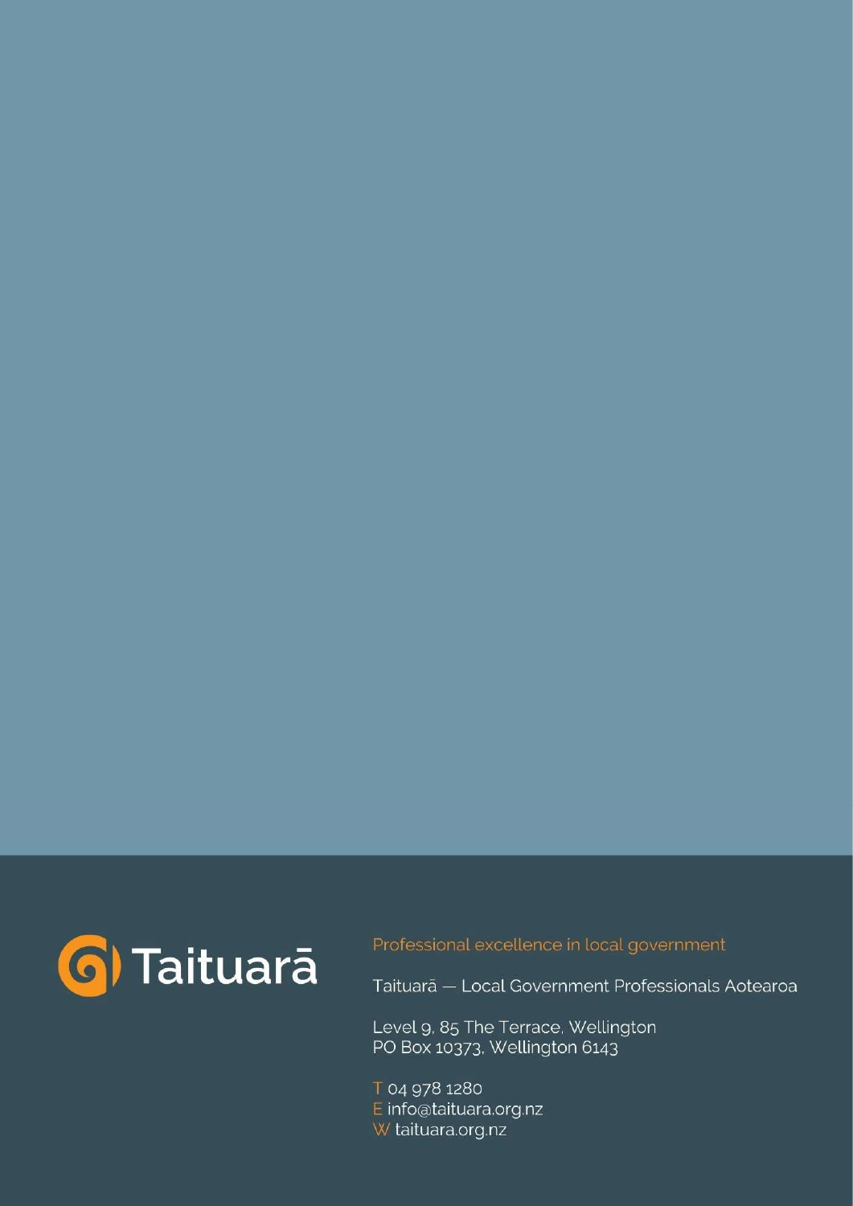Taituarā

Professional excellence in local government

Taituarā — Local Government Professionals Aotearoa

Level 9, 85 The Terrace, Wellington
PO Box 10373, Wellington 6143

T 04 978 1280
E info@taituara.org.nz
W taituara.org.nz